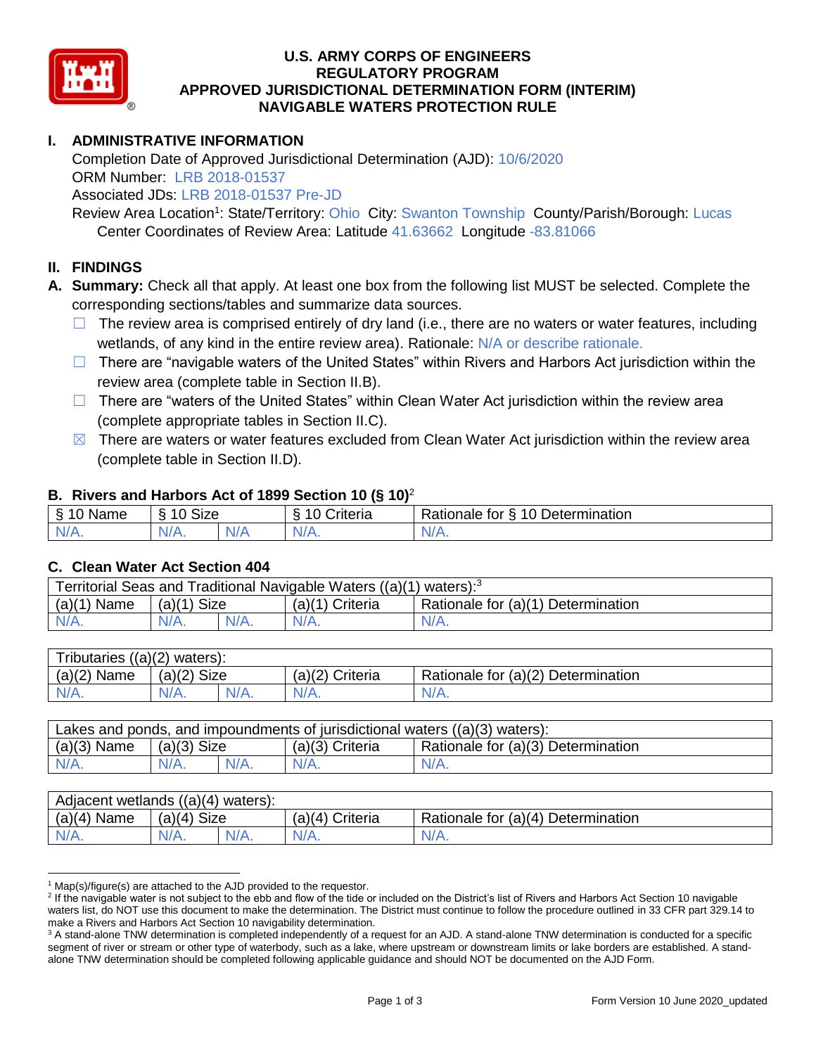# U.S. ARMY CORPS OF ENGINEERS
# REGULATORY PROGRAM
# APPROVED JURISDICTIONAL DETERMINATION FORM (INTERIM)
# NAVIGABLE WATERS PROTECTION RULE

## I. ADMINISTRATIVE INFORMATION

Completion Date of Approved Jurisdictional Determination (AJD): 10/6/2020
ORM Number: LRB 2018-01537
Associated JDs: LRB 2018-01537 Pre-JD
Review Area Location[1]: State/Territory: Ohio City: Swanton Township County/Parish/Borough: Lucas
Center Coordinates of Review Area: Latitude 41.63662 Longitude -83.81066

## II. FINDINGS

**A. Summary:** Check all that apply. At least one box from the following list MUST be selected. Complete the corresponding sections/tables and summarize data sources.

- ☐ The review area is comprised entirely of dry land (i.e., there are no waters or water features, including wetlands, of any kind in the entire review area). Rationale: N/A or describe rationale.
- ☐ There are "navigable waters of the United States" within Rivers and Harbors Act jurisdiction within the review area (complete table in Section II.B).
- ☐ There are "waters of the United States" within Clean Water Act jurisdiction within the review area (complete appropriate tables in Section II.C).
- ☒ There are waters or water features excluded from Clean Water Act jurisdiction within the review area (complete table in Section II.D).

### B. Rivers and Harbors Act of 1899 Section 10 (§ 10)[2]

| § 10 Name | § 10 Size | | § 10 Criteria | Rationale for § 10 Determination |
|---|---|---|---|---|
| N/A. | N/A. | N/A | N/A. | N/A. |

### C. Clean Water Act Section 404

| Territorial Seas and Traditional Navigable Waters ((a)(1) waters):[3] | | | | |
|---|---|---|---|---|
| (a)(1) Name | (a)(1) Size | | (a)(1) Criteria | Rationale for (a)(1) Determination |
| N/A. | N/A. | N/A. | N/A. | N/A. |

| Tributaries ((a)(2) waters): | | | | |
|---|---|---|---|---|
| (a)(2) Name | (a)(2) Size | | (a)(2) Criteria | Rationale for (a)(2) Determination |
| N/A. | N/A. | N/A. | N/A. | N/A. |

| Lakes and ponds, and impoundments of jurisdictional waters ((a)(3) waters): | | | | |
|---|---|---|---|---|
| (a)(3) Name | (a)(3) Size | | (a)(3) Criteria | Rationale for (a)(3) Determination |
| N/A. | N/A. | N/A. | N/A. | N/A. |

| Adjacent wetlands ((a)(4) waters): | | | | |
|---|---|---|---|---|
| (a)(4) Name | (a)(4) Size | | (a)(4) Criteria | Rationale for (a)(4) Determination |
| N/A. | N/A. | N/A. | N/A. | N/A. |

---

[1] Map(s)/figure(s) are attached to the AJD provided to the requestor.
[2] If the navigable water is not subject to the ebb and flow of the tide or included on the District's list of Rivers and Harbors Act Section 10 navigable waters list, do NOT use this document to make the determination. The District must continue to follow the procedure outlined in 33 CFR part 329.14 to make a Rivers and Harbors Act Section 10 navigability determination.
[3] A stand-alone TNW determination is completed independently of a request for an AJD. A stand-alone TNW determination is conducted for a specific segment of river or stream or other type of waterbody, such as a lake, where upstream or downstream limits or lake borders are established. A stand-alone TNW determination should be completed following applicable guidance and should NOT be documented on the AJD Form.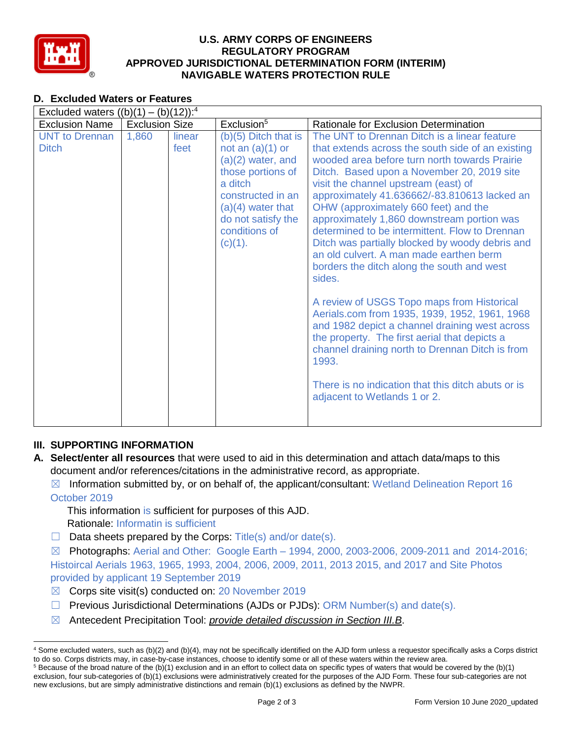**U.S. ARMY CORPS OF ENGINEERS**
**REGULATORY PROGRAM**
**APPROVED JURISDICTIONAL DETERMINATION FORM (INTERIM)**
**NAVIGABLE WATERS PROTECTION RULE**

## D. Excluded Waters or Features

| Excluded waters ((b)(1) – (b)(12)):[4] | | | | |
|---|---|---|---|---|
| Exclusion Name | Exclusion Size | | Exclusion[5] | Rationale for Exclusion Determination |
| UNT to Drennan Ditch | 1,860 | linear feet | (b)(5) Ditch that is not an (a)(1) or (a)(2) water, and those portions of a ditch constructed in an (a)(4) water that do not satisfy the conditions of (c)(1). | The UNT to Drennan Ditch is a linear feature that extends across the south side of an existing wooded area before turn north towards Prairie Ditch. Based upon a November 20, 2019 site visit the channel upstream (east) of approximately 41.636662/-83.810613 lacked an OHW (approximately 660 feet) and the approximately 1,860 downstream portion was determined to be intermittent. Flow to Drennan Ditch was partially blocked by woody debris and an old culvert. A man made earthen berm borders the ditch along the south and west sides.<br><br>A review of USGS Topo maps from Historical Aerials.com from 1935, 1939, 1952, 1961, 1968 and 1982 depict a channel draining west across the property. The first aerial that depicts a channel draining north to Drennan Ditch is from 1993.<br><br>There is no indication that this ditch abuts or is adjacent to Wetlands 1 or 2. |

## III. SUPPORTING INFORMATION

**A. Select/enter all resources** that were used to aid in this determination and attach data/maps to this document and/or references/citations in the administrative record, as appropriate.

- ☒ Information submitted by, or on behalf of, the applicant/consultant: Wetland Delineation Report 16 October 2019
  This information is sufficient for purposes of this AJD.
  Rationale: Informatin is sufficient
- ☐ Data sheets prepared by the Corps: Title(s) and/or date(s).
- ☒ Photographs: Aerial and Other: Google Earth – 1994, 2000, 2003-2006, 2009-2011 and 2014-2016; Historical Aerials 1963, 1965, 1993, 2004, 2006, 2009, 2011, 2013 2015, and 2017 and Site Photos provided by applicant 19 September 2019
- ☒ Corps site visit(s) conducted on: 20 November 2019
- ☐ Previous Jurisdictional Determinations (AJDs or PJDs): ORM Number(s) and date(s).
- ☒ Antecedent Precipitation Tool: *provide detailed discussion in Section III.B*.

---

[4] Some excluded waters, such as (b)(2) and (b)(4), may not be specifically identified on the AJD form unless a requestor specifically asks a Corps district to do so. Corps districts may, in case-by-case instances, choose to identify some or all of these waters within the review area.

[5] Because of the broad nature of the (b)(1) exclusion and in an effort to collect data on specific types of waters that would be covered by the (b)(1) exclusion, four sub-categories of (b)(1) exclusions were administratively created for the purposes of the AJD Form. These four sub-categories are not new exclusions, but are simply administrative distinctions and remain (b)(1) exclusions as defined by the NWPR.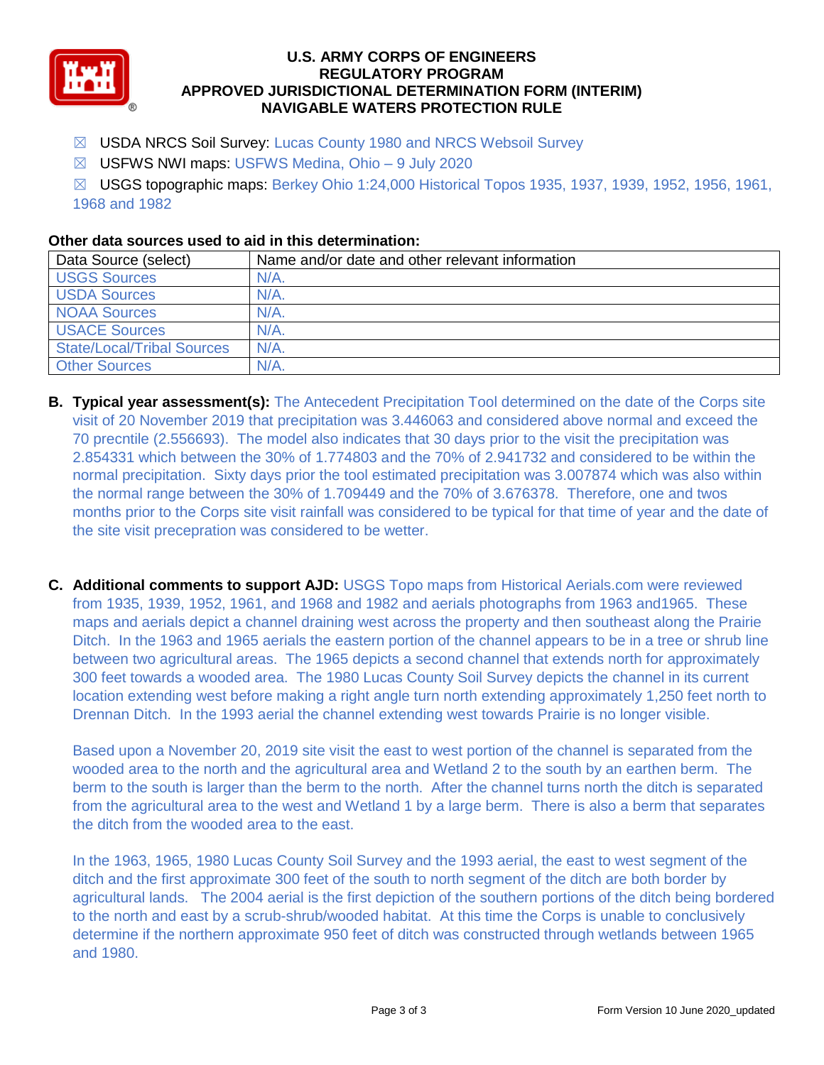# U.S. ARMY CORPS OF ENGINEERS
## REGULATORY PROGRAM
## APPROVED JURISDICTIONAL DETERMINATION FORM (INTERIM)
## NAVIGABLE WATERS PROTECTION RULE

- ☒ USDA NRCS Soil Survey: Lucas County 1980 and NRCS Websoil Survey
- ☒ USFWS NWI maps: USFWS Medina, Ohio – 9 July 2020
- ☒ USGS topographic maps: Berkey Ohio 1:24,000 Historical Topos 1935, 1937, 1939, 1952, 1956, 1961, 1968 and 1982

**Other data sources used to aid in this determination:**

| Data Source (select) | Name and/or date and other relevant information |
|---|---|
| USGS Sources | N/A. |
| USDA Sources | N/A. |
| NOAA Sources | N/A. |
| USACE Sources | N/A. |
| State/Local/Tribal Sources | N/A. |
| Other Sources | N/A. |

**B. Typical year assessment(s):** The Antecedent Precipitation Tool determined on the date of the Corps site visit of 20 November 2019 that precipitation was 3.446063 and considered above normal and exceed the 70 precntile (2.556693). The model also indicates that 30 days prior to the visit the precipitation was 2.854331 which between the 30% of 1.774803 and the 70% of 2.941732 and considered to be within the normal precipitation. Sixty days prior the tool estimated precipitation was 3.007874 which was also within the normal range between the 30% of 1.709449 and the 70% of 3.676378. Therefore, one and twos months prior to the Corps site visit rainfall was considered to be typical for that time of year and the date of the site visit precepration was considered to be wetter.

**C. Additional comments to support AJD:** USGS Topo maps from Historical Aerials.com were reviewed from 1935, 1939, 1952, 1961, and 1968 and 1982 and aerials photographs from 1963 and1965. These maps and aerials depict a channel draining west across the property and then southeast along the Prairie Ditch. In the 1963 and 1965 aerials the eastern portion of the channel appears to be in a tree or shrub line between two agricultural areas. The 1965 depicts a second channel that extends north for approximately 300 feet towards a wooded area. The 1980 Lucas County Soil Survey depicts the channel in its current location extending west before making a right angle turn north extending approximately 1,250 feet north to Drennan Ditch. In the 1993 aerial the channel extending west towards Prairie is no longer visible.

Based upon a November 20, 2019 site visit the east to west portion of the channel is separated from the wooded area to the north and the agricultural area and Wetland 2 to the south by an earthen berm. The berm to the south is larger than the berm to the north. After the channel turns north the ditch is separated from the agricultural area to the west and Wetland 1 by a large berm. There is also a berm that separates the ditch from the wooded area to the east.

In the 1963, 1965, 1980 Lucas County Soil Survey and the 1993 aerial, the east to west segment of the ditch and the first approximate 300 feet of the south to north segment of the ditch are both border by agricultural lands. The 2004 aerial is the first depiction of the southern portions of the ditch being bordered to the north and east by a scrub-shrub/wooded habitat. At this time the Corps is unable to conclusively determine if the northern approximate 950 feet of ditch was constructed through wetlands between 1965 and 1980.